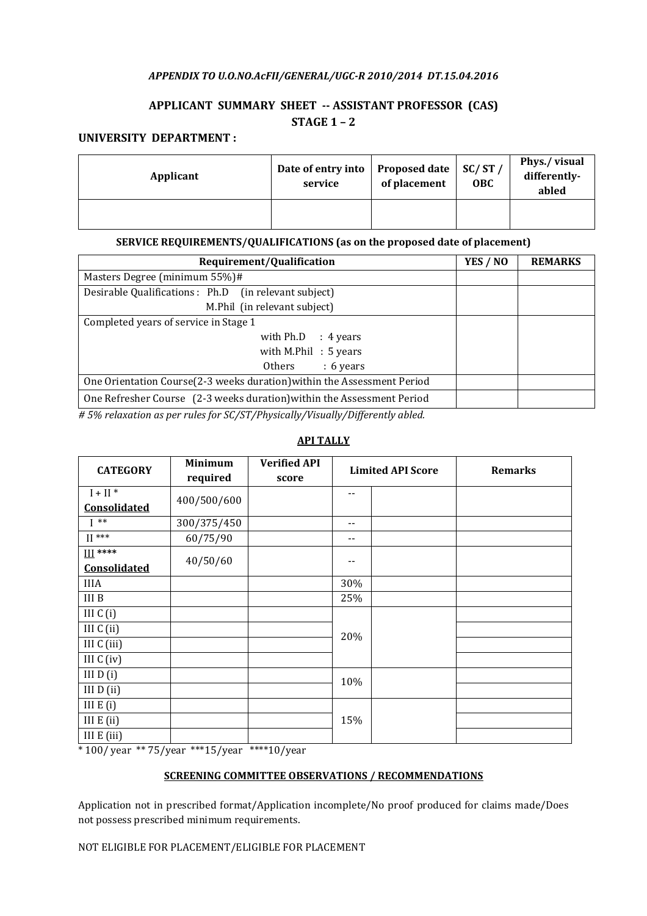*APPENDIX TO U.O.NO.AcFII/GENERAL/UGC-R 2010/2014 DT.15.04.2016*

## APPLICANT SUMMARY SHEET -- ASSISTANT PROFESSOR (CAS)

## STAGE 1 – 2

**UNIVERSITY DEPARTMENT :**

| Applicant | Date of entry into service | Proposed date of placement | SC/ ST / OBC | Phys./ visual differently-abled |
|---|---|---|---|---|
| | | | | |

**SERVICE REQUIREMENTS/QUALIFICATIONS (as on the proposed date of placement)**

| Requirement/Qualification | YES / NO | REMARKS |
|---|---|---|
| Masters Degree (minimum 55%)# | | |
| Desirable Qualifications : Ph.D (in relevant subject)<br>M.Phil (in relevant subject) | | |
| Completed years of service in Stage 1<br>with Ph.D : 4 years<br>with M.Phil : 5 years<br>Others : 6 years | | |
| One Orientation Course(2-3 weeks duration)within the Assessment Period | | |
| One Refresher Course (2-3 weeks duration)within the Assessment Period | | |

*# 5% relaxation as per rules for SC/ST/Physically/Visually/Differently abled.*

**API TALLY**

| CATEGORY | Minimum required | Verified API score | Limited API Score | | Remarks |
|---|---|---|---|---|---|
| I + II *<br>**Consolidated** | 400/500/600 | | -- | | |
| I ** | 300/375/450 | | -- | | |
| II *** | 60/75/90 | | -- | | |
| III ****<br>**Consolidated** | 40/50/60 | | -- | | |
| IIIA | | | 30% | | |
| III B | | | 25% | | |
| III C (i) | | | 20% | | |
| III C (ii) | | | | | |
| III C (iii) | | | | | |
| III C (iv) | | | | | |
| III D (i) | | | 10% | | |
| III D (ii) | | | | | |
| III E (i) | | | 15% | | |
| III E (ii) | | | | | |
| III E (iii) | | | | | |

\* 100/ year ** 75/year ***15/year ****10/year

**SCREENING COMMITTEE OBSERVATIONS / RECOMMENDATIONS**

Application not in prescribed format/Application incomplete/No proof produced for claims made/Does not possess prescribed minimum requirements.

NOT ELIGIBLE FOR PLACEMENT/ELIGIBLE FOR PLACEMENT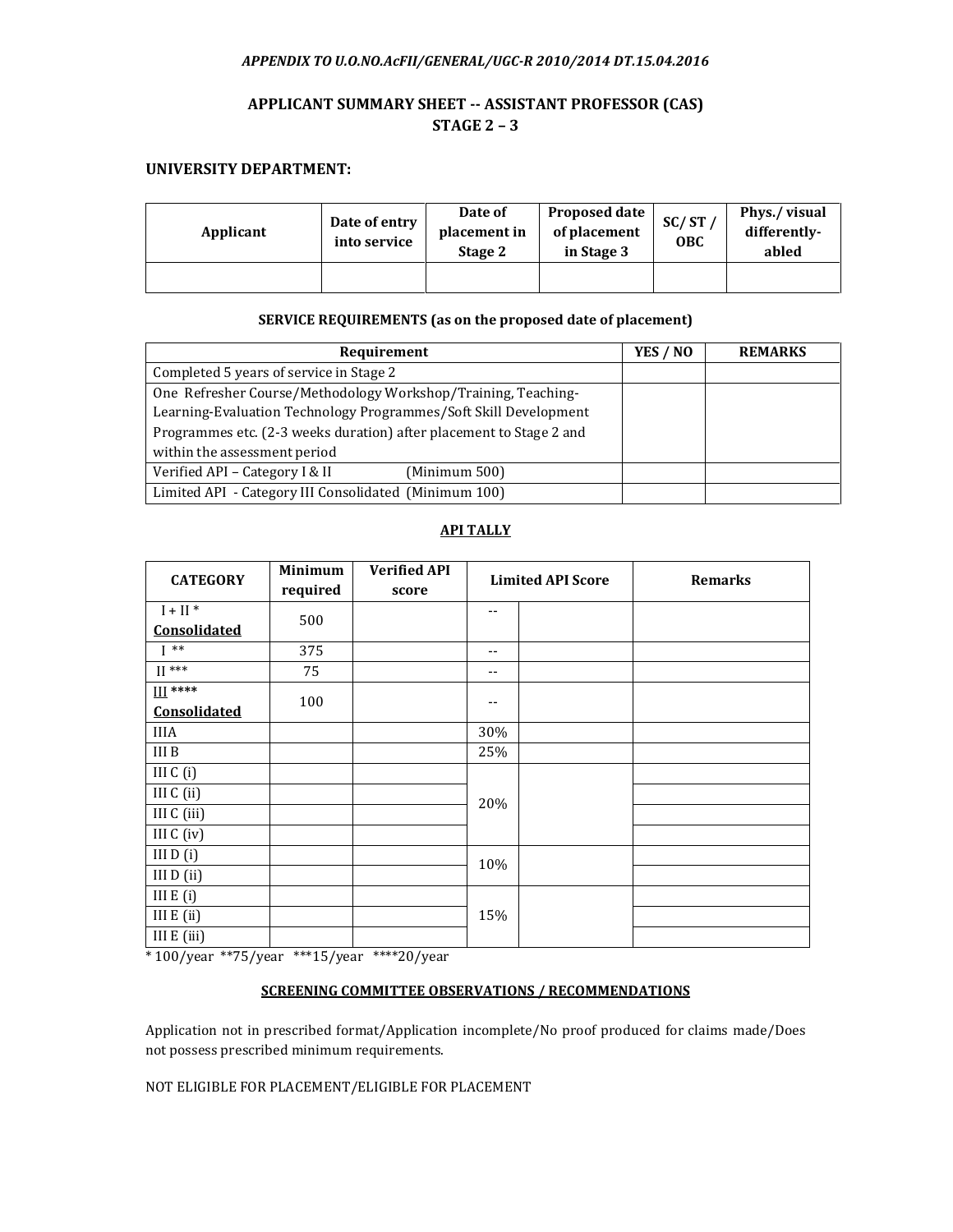*APPENDIX TO U.O.NO.AcFII/GENERAL/UGC-R 2010/2014 DT.15.04.2016*

## APPLICANT SUMMARY SHEET -- ASSISTANT PROFESSOR (CAS) STAGE 2 – 3

**UNIVERSITY DEPARTMENT:**

| Applicant | Date of entry into service | Date of placement in Stage 2 | Proposed date of placement in Stage 3 | SC/ ST / OBC | Phys./ visual differently-abled |
|---|---|---|---|---|---|
| | | | | | |

**SERVICE REQUIREMENTS (as on the proposed date of placement)**

| Requirement | YES / NO | REMARKS |
|---|---|---|
| Completed 5 years of service in Stage 2 | | |
| One Refresher Course/Methodology Workshop/Training, Teaching-Learning-Evaluation Technology Programmes/Soft Skill Development Programmes etc. (2-3 weeks duration) after placement to Stage 2 and within the assessment period | | |
| Verified API – Category I & II (Minimum 500) | | |
| Limited API - Category III Consolidated (Minimum 100) | | |

**API TALLY**

| CATEGORY | Minimum required | Verified API score | Limited API Score | | Remarks |
|---|---|---|---|---|---|
| I + II * **Consolidated** | 500 | | -- | | |
| I ** | 375 | | -- | | |
| II *** | 75 | | -- | | |
| III **** **Consolidated** | 100 | | -- | | |
| IIIA | | | 30% | | |
| III B | | | 25% | | |
| III C (i) | | | 20% | | |
| III C (ii) | | | | | |
| III C (iii) | | | | | |
| III C (iv) | | | | | |
| III D (i) | | | 10% | | |
| III D (ii) | | | | | |
| III E (i) | | | 15% | | |
| III E (ii) | | | | | |
| III E (iii) | | | | | |

* 100/year ** 75/year *** 15/year **** 20/year

**SCREENING COMMITTEE OBSERVATIONS / RECOMMENDATIONS**

Application not in prescribed format/Application incomplete/No proof produced for claims made/Does not possess prescribed minimum requirements.

NOT ELIGIBLE FOR PLACEMENT/ELIGIBLE FOR PLACEMENT